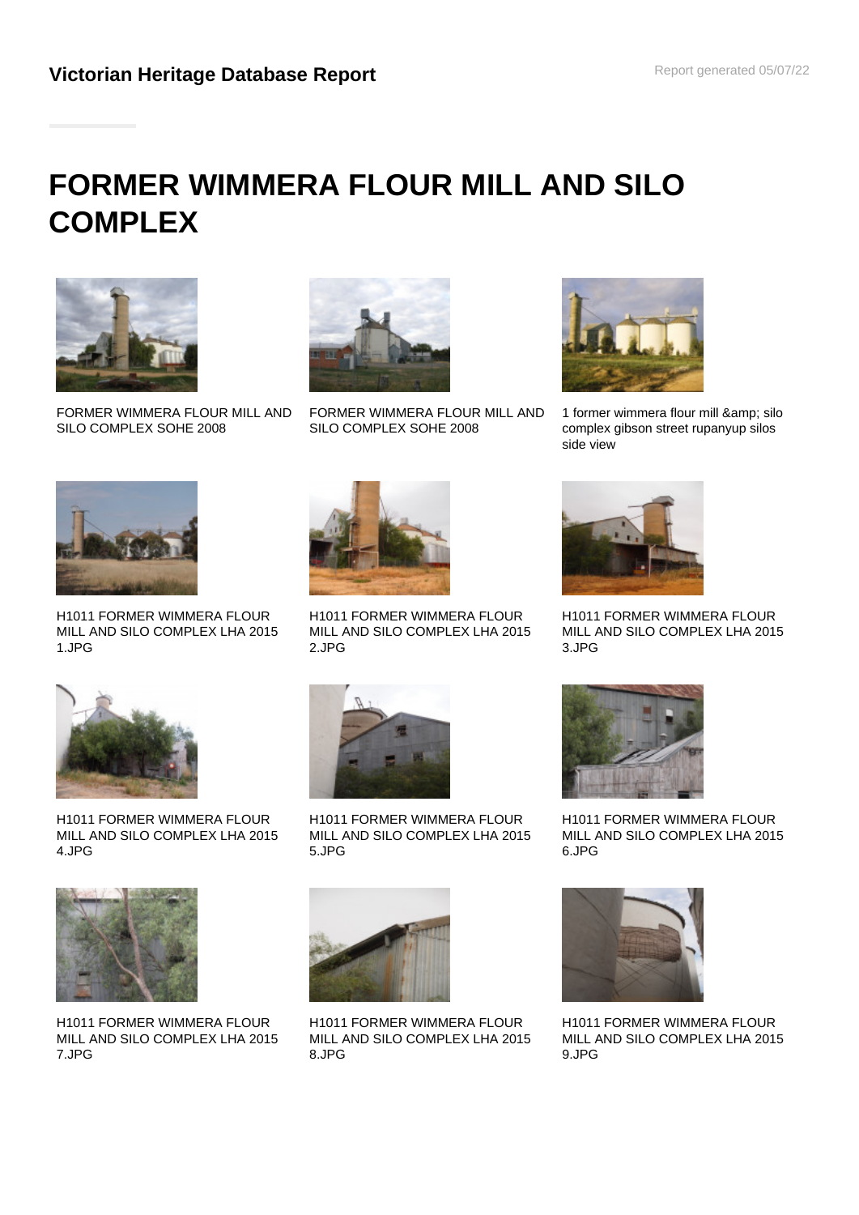**Victorian Heritage Database Report**

Report generated 05/07/22

# FORMER WIMMERA FLOUR MILL AND SILO COMPLEX

FORMER WIMMERA FLOUR MILL AND SILO COMPLEX SOHE 2008

FORMER WIMMERA FLOUR MILL AND SILO COMPLEX SOHE 2008

1 former wimmera flour mill &amp; silo complex gibson street rupanyup silos side view

H1011 FORMER WIMMERA FLOUR MILL AND SILO COMPLEX LHA 2015 1.JPG

H1011 FORMER WIMMERA FLOUR MILL AND SILO COMPLEX LHA 2015 2.JPG

H1011 FORMER WIMMERA FLOUR MILL AND SILO COMPLEX LHA 2015 3.JPG

H1011 FORMER WIMMERA FLOUR MILL AND SILO COMPLEX LHA 2015 4.JPG

H1011 FORMER WIMMERA FLOUR MILL AND SILO COMPLEX LHA 2015 5.JPG

H1011 FORMER WIMMERA FLOUR MILL AND SILO COMPLEX LHA 2015 6.JPG

H1011 FORMER WIMMERA FLOUR MILL AND SILO COMPLEX LHA 2015 7.JPG

H1011 FORMER WIMMERA FLOUR MILL AND SILO COMPLEX LHA 2015 8.JPG

H1011 FORMER WIMMERA FLOUR MILL AND SILO COMPLEX LHA 2015 9.JPG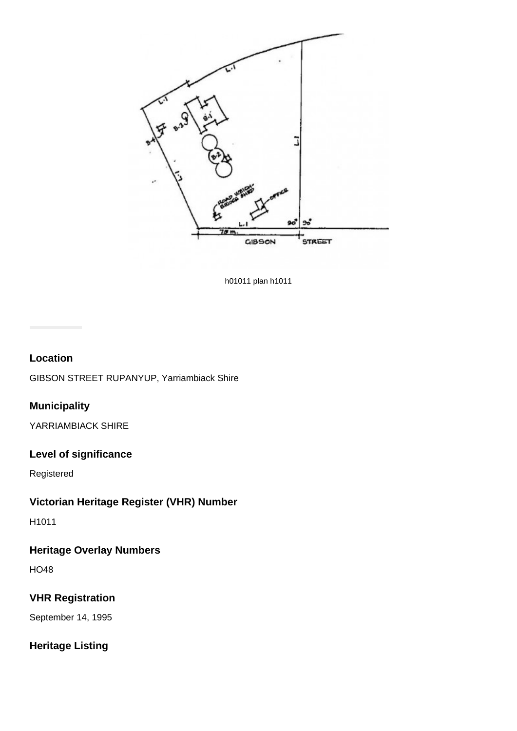h01011 plan h1011

**Location**

GIBSON STREET RUPANYUP, Yarriambiack Shire

**Municipality**

YARRIAMBIACK SHIRE

**Level of significance**

Registered

**Victorian Heritage Register (VHR) Number**

H1011

**Heritage Overlay Numbers**

HO48

**VHR Registration**

September 14, 1995

**Heritage Listing**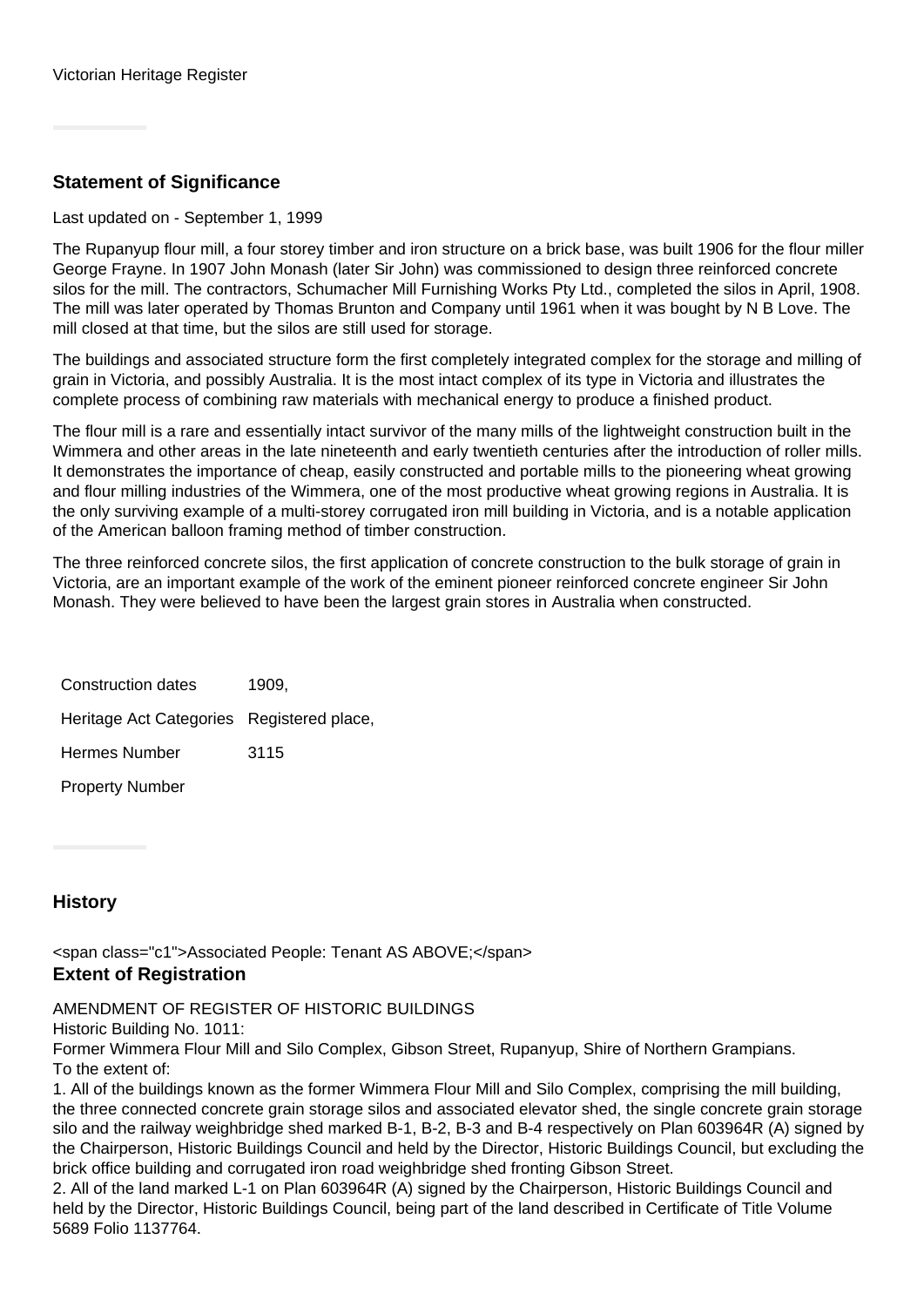Victorian Heritage Register

## Statement of Significance

Last updated on - September 1, 1999

The Rupanyup flour mill, a four storey timber and iron structure on a brick base, was built 1906 for the flour miller George Frayne. In 1907 John Monash (later Sir John) was commissioned to design three reinforced concrete silos for the mill. The contractors, Schumacher Mill Furnishing Works Pty Ltd., completed the silos in April, 1908. The mill was later operated by Thomas Brunton and Company until 1961 when it was bought by N B Love. The mill closed at that time, but the silos are still used for storage.

The buildings and associated structure form the first completely integrated complex for the storage and milling of grain in Victoria, and possibly Australia. It is the most intact complex of its type in Victoria and illustrates the complete process of combining raw materials with mechanical energy to produce a finished product.

The flour mill is a rare and essentially intact survivor of the many mills of the lightweight construction built in the Wimmera and other areas in the late nineteenth and early twentieth centuries after the introduction of roller mills. It demonstrates the importance of cheap, easily constructed and portable mills to the pioneering wheat growing and flour milling industries of the Wimmera, one of the most productive wheat growing regions in Australia. It is the only surviving example of a multi-storey corrugated iron mill building in Victoria, and is a notable application of the American balloon framing method of timber construction.

The three reinforced concrete silos, the first application of concrete construction to the bulk storage of grain in Victoria, are an important example of the work of the eminent pioneer reinforced concrete engineer Sir John Monash. They were believed to have been the largest grain stores in Australia when constructed.

| | |
|---|---|
| Construction dates | 1909, |
| Heritage Act Categories | Registered place, |
| Hermes Number | 3115 |
| Property Number | |

## History

<span class="c1">Associated People: Tenant AS ABOVE;</span>

## Extent of Registration

AMENDMENT OF REGISTER OF HISTORIC BUILDINGS
Historic Building No. 1011:
Former Wimmera Flour Mill and Silo Complex, Gibson Street, Rupanyup, Shire of Northern Grampians.
To the extent of:

1. All of the buildings known as the former Wimmera Flour Mill and Silo Complex, comprising the mill building, the three connected concrete grain storage silos and associated elevator shed, the single concrete grain storage silo and the railway weighbridge shed marked B-1, B-2, B-3 and B-4 respectively on Plan 603964R (A) signed by the Chairperson, Historic Buildings Council and held by the Director, Historic Buildings Council, but excluding the brick office building and corrugated iron road weighbridge shed fronting Gibson Street.
2. All of the land marked L-1 on Plan 603964R (A) signed by the Chairperson, Historic Buildings Council and held by the Director, Historic Buildings Council, being part of the land described in Certificate of Title Volume 5689 Folio 1137764.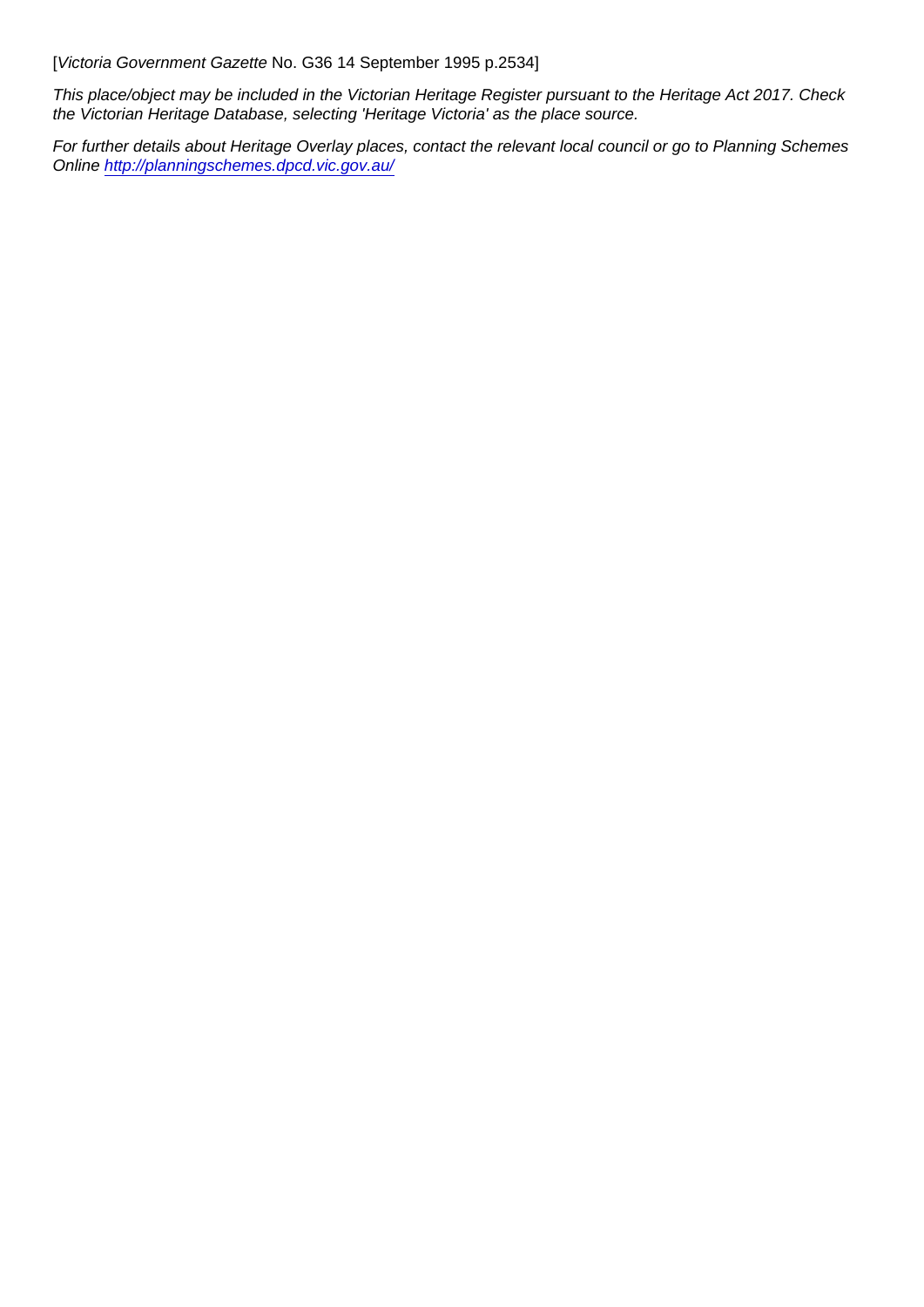[*Victoria Government Gazette* No. G36 14 September 1995 p.2534]

*This place/object may be included in the Victorian Heritage Register pursuant to the Heritage Act 2017. Check the Victorian Heritage Database, selecting 'Heritage Victoria' as the place source.*

*For further details about Heritage Overlay places, contact the relevant local council or go to Planning Schemes Online [http://planningschemes.dpcd.vic.gov.au/](http://planningschemes.dpcd.vic.gov.au/)*